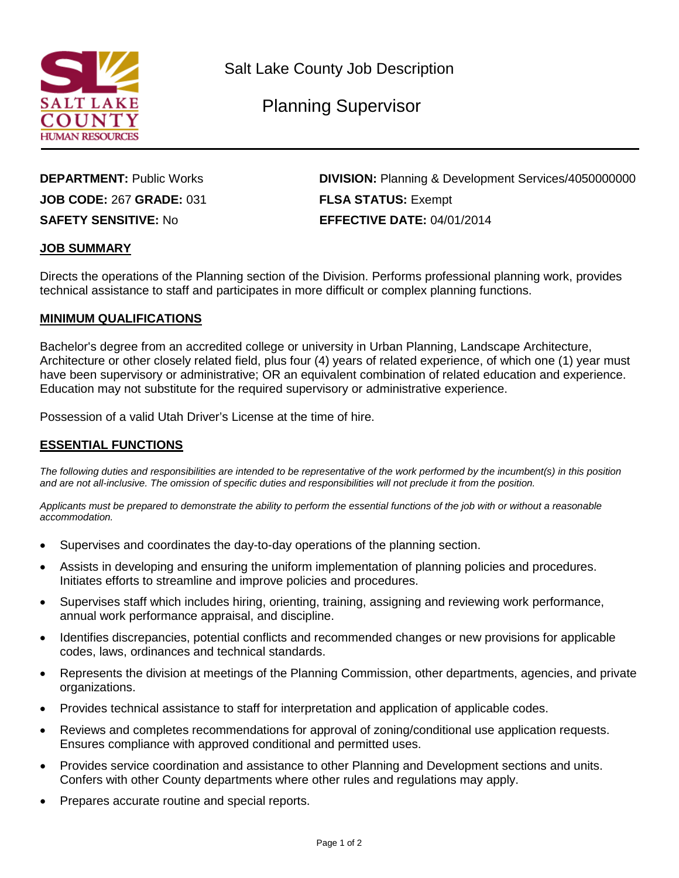# Salt Lake County Job Description

## Planning Supervisor

**DEPARTMENT:** Public Works
**DIVISION:** Planning & Development Services/4050000000
**JOB CODE:** 267 **GRADE:** 031
**FLSA STATUS:** Exempt
**SAFETY SENSITIVE:** No
**EFFECTIVE DATE:** 04/01/2014

### JOB SUMMARY

Directs the operations of the Planning section of the Division. Performs professional planning work, provides technical assistance to staff and participates in more difficult or complex planning functions.

### MINIMUM QUALIFICATIONS

Bachelor's degree from an accredited college or university in Urban Planning, Landscape Architecture, Architecture or other closely related field, plus four (4) years of related experience, of which one (1) year must have been supervisory or administrative; OR an equivalent combination of related education and experience. Education may not substitute for the required supervisory or administrative experience.

Possession of a valid Utah Driver's License at the time of hire.

### ESSENTIAL FUNCTIONS

*The following duties and responsibilities are intended to be representative of the work performed by the incumbent(s) in this position and are not all-inclusive. The omission of specific duties and responsibilities will not preclude it from the position.*

*Applicants must be prepared to demonstrate the ability to perform the essential functions of the job with or without a reasonable accommodation.*

- Supervises and coordinates the day-to-day operations of the planning section.
- Assists in developing and ensuring the uniform implementation of planning policies and procedures. Initiates efforts to streamline and improve policies and procedures.
- Supervises staff which includes hiring, orienting, training, assigning and reviewing work performance, annual work performance appraisal, and discipline.
- Identifies discrepancies, potential conflicts and recommended changes or new provisions for applicable codes, laws, ordinances and technical standards.
- Represents the division at meetings of the Planning Commission, other departments, agencies, and private organizations.
- Provides technical assistance to staff for interpretation and application of applicable codes.
- Reviews and completes recommendations for approval of zoning/conditional use application requests. Ensures compliance with approved conditional and permitted uses.
- Provides service coordination and assistance to other Planning and Development sections and units. Confers with other County departments where other rules and regulations may apply.
- Prepares accurate routine and special reports.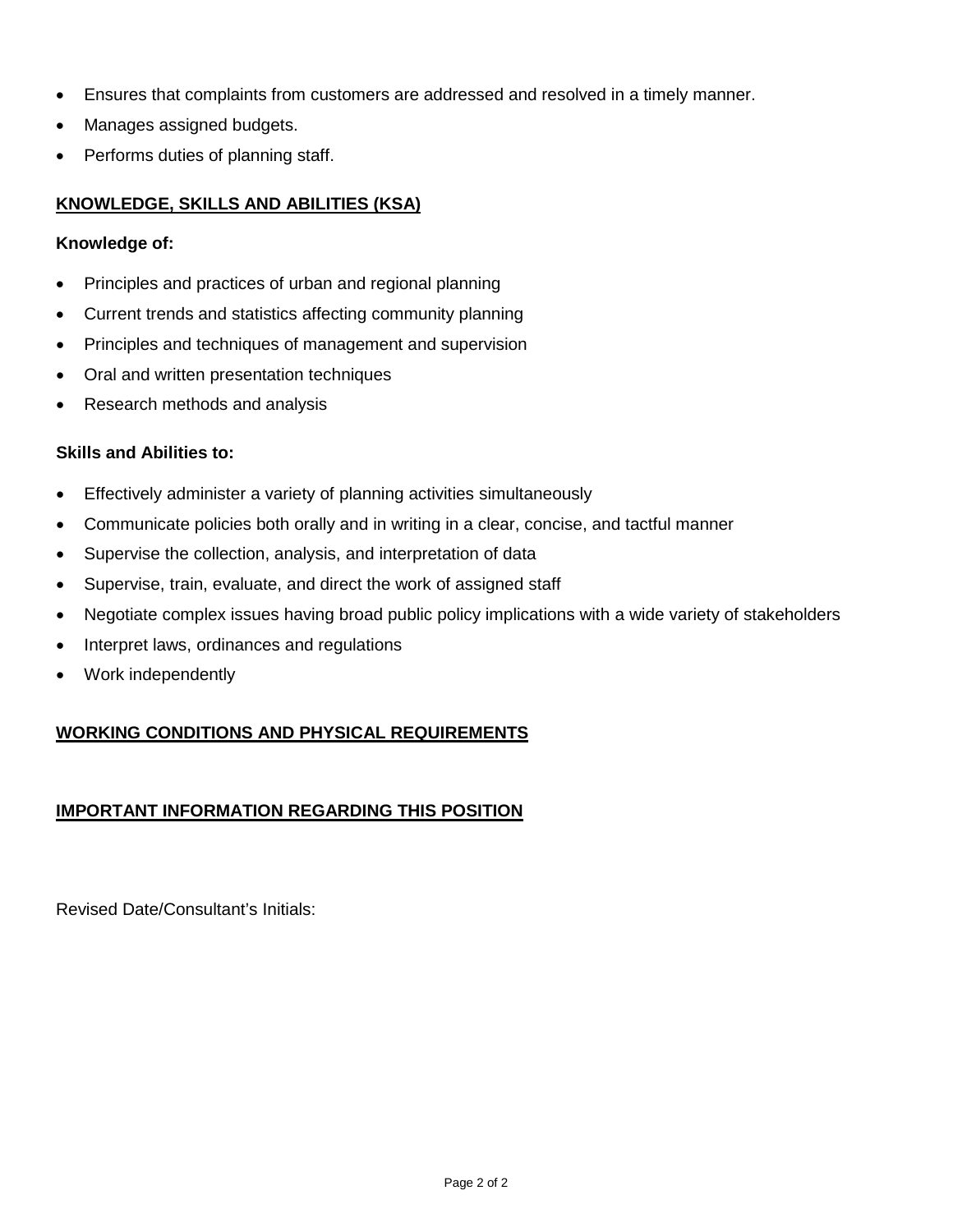- Ensures that complaints from customers are addressed and resolved in a timely manner.
- Manages assigned budgets.
- Performs duties of planning staff.

## KNOWLEDGE, SKILLS AND ABILITIES (KSA)

**Knowledge of:**

- Principles and practices of urban and regional planning
- Current trends and statistics affecting community planning
- Principles and techniques of management and supervision
- Oral and written presentation techniques
- Research methods and analysis

**Skills and Abilities to:**

- Effectively administer a variety of planning activities simultaneously
- Communicate policies both orally and in writing in a clear, concise, and tactful manner
- Supervise the collection, analysis, and interpretation of data
- Supervise, train, evaluate, and direct the work of assigned staff
- Negotiate complex issues having broad public policy implications with a wide variety of stakeholders
- Interpret laws, ordinances and regulations
- Work independently

## WORKING CONDITIONS AND PHYSICAL REQUIREMENTS

## IMPORTANT INFORMATION REGARDING THIS POSITION

Revised Date/Consultant's Initials: